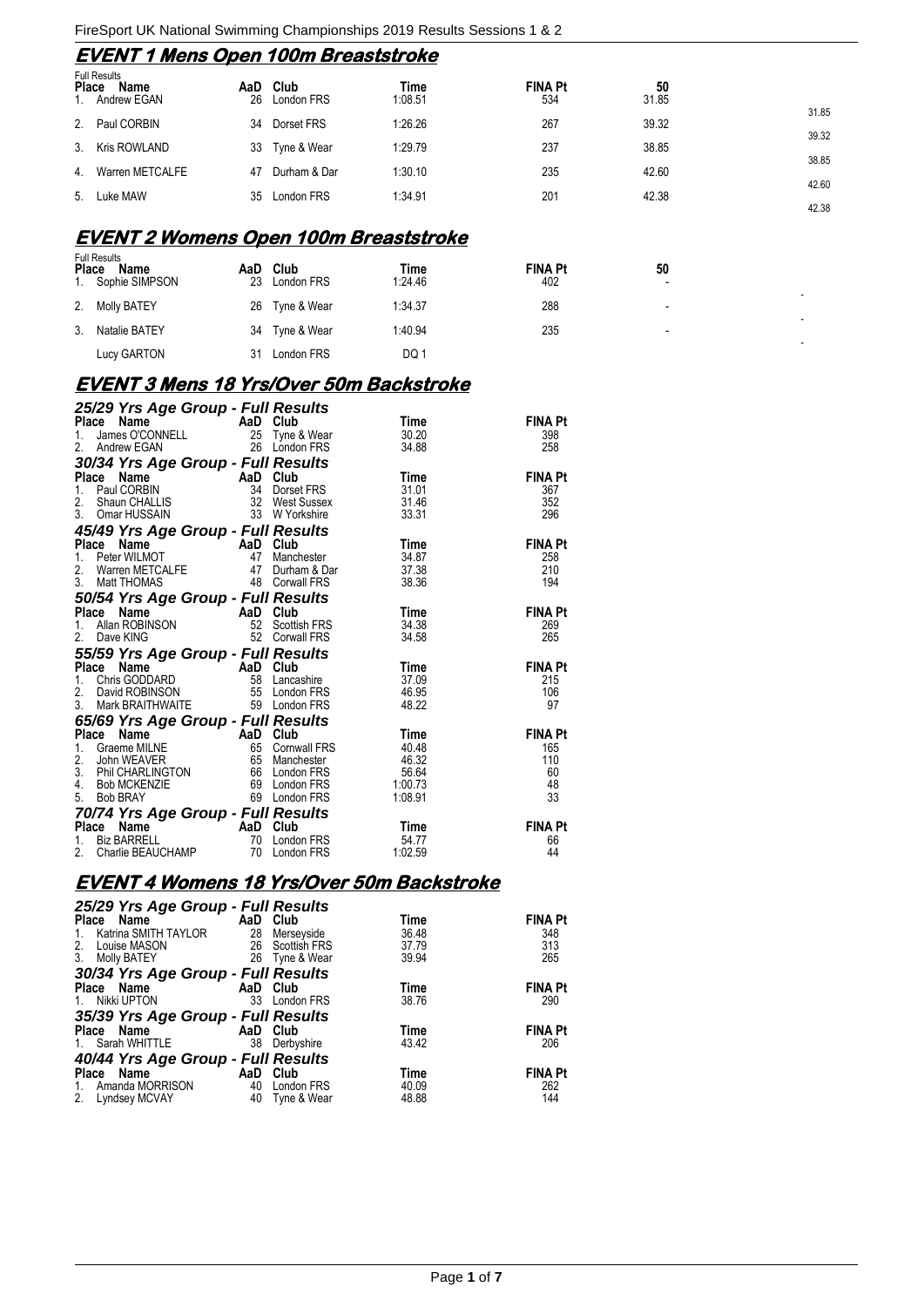## EVENT 1 Mens Open 100m Breaststroke

Full Results

| Place | Name | AaD | Club | Time | FINA Pt | 50 | |
|---|---|---|---|---|---|---|---|
| 1. | Andrew EGAN | 26 | London FRS | 1:08.51 | 534 | 31.85 | |
| | | | | | | | 31.85 |
| 2. | Paul CORBIN | 34 | Dorset FRS | 1:26.26 | 267 | 39.32 | |
| | | | | | | | 39.32 |
| 3. | Kris ROWLAND | 33 | Tyne & Wear | 1:29.79 | 237 | 38.85 | |
| | | | | | | | 38.85 |
| 4. | Warren METCALFE | 47 | Durham & Dar | 1:30.10 | 235 | 42.60 | |
| | | | | | | | 42.60 |
| 5. | Luke MAW | 35 | London FRS | 1:34.91 | 201 | 42.38 | |
| | | | | | | | 42.38 |

## EVENT 2 Womens Open 100m Breaststroke

Full Results

| Place | Name | AaD | Club | Time | FINA Pt | 50 | |
|---|---|---|---|---|---|---|---|
| 1. | Sophie SIMPSON | 23 | London FRS | 1:24.46 | 402 | - | |
| | | | | | | | - |
| 2. | Molly BATEY | 26 | Tyne & Wear | 1:34.37 | 288 | - | |
| | | | | | | | - |
| 3. | Natalie BATEY | 34 | Tyne & Wear | 1:40.94 | 235 | - | |
| | | | | | | | - |
| | Lucy GARTON | 31 | London FRS | DQ 1 | | | |

## EVENT 3 Mens 18 Yrs/Over 50m Backstroke

### 25/29 Yrs Age Group - Full Results

| Place | Name | AaD | Club | Time | FINA Pt |
|---|---|---|---|---|---|
| 1. | James O'CONNELL | 25 | Tyne & Wear | 30.20 | 398 |
| 2. | Andrew EGAN | 26 | London FRS | 34.88 | 258 |

### 30/34 Yrs Age Group - Full Results

| Place | Name | AaD | Club | Time | FINA Pt |
|---|---|---|---|---|---|
| 1. | Paul CORBIN | 34 | Dorset FRS | 31.01 | 367 |
| 2. | Shaun CHALLIS | 32 | West Sussex | 31.46 | 352 |
| 3. | Omar HUSSAIN | 33 | W Yorkshire | 33.31 | 296 |

### 45/49 Yrs Age Group - Full Results

| Place | Name | AaD | Club | Time | FINA Pt |
|---|---|---|---|---|---|
| 1. | Peter WILMOT | 47 | Manchester | 34.87 | 258 |
| 2. | Warren METCALFE | 47 | Durham & Dar | 37.38 | 210 |
| 3. | Matt THOMAS | 48 | Corwall FRS | 38.36 | 194 |

### 50/54 Yrs Age Group - Full Results

| Place | Name | AaD | Club | Time | FINA Pt |
|---|---|---|---|---|---|
| 1. | Allan ROBINSON | 52 | Scottish FRS | 34.38 | 269 |
| 2. | Dave KING | 52 | Corwall FRS | 34.58 | 265 |

### 55/59 Yrs Age Group - Full Results

| Place | Name | AaD | Club | Time | FINA Pt |
|---|---|---|---|---|---|
| 1. | Chris GODDARD | 58 | Lancashire | 37.09 | 215 |
| 2. | David ROBINSON | 55 | London FRS | 46.95 | 106 |
| 3. | Mark BRAITHWAITE | 59 | London FRS | 48.22 | 97 |

### 65/69 Yrs Age Group - Full Results

| Place | Name | AaD | Club | Time | FINA Pt |
|---|---|---|---|---|---|
| 1. | Graeme MILNE | 65 | Cornwall FRS | 40.48 | 165 |
| 2. | John WEAVER | 65 | Manchester | 46.32 | 110 |
| 3. | Phil CHARLINGTON | 66 | London FRS | 56.64 | 60 |
| 4. | Bob MCKENZIE | 69 | London FRS | 1:00.73 | 48 |
| 5. | Bob BRAY | 69 | London FRS | 1:08.91 | 33 |

### 70/74 Yrs Age Group - Full Results

| Place | Name | AaD | Club | Time | FINA Pt |
|---|---|---|---|---|---|
| 1. | Biz BARRELL | 70 | London FRS | 54.77 | 66 |
| 2. | Charlie BEAUCHAMP | 70 | London FRS | 1:02.59 | 44 |

## EVENT 4 Womens 18 Yrs/Over 50m Backstroke

### 25/29 Yrs Age Group - Full Results

| Place | Name | AaD | Club | Time | FINA Pt |
|---|---|---|---|---|---|
| 1. | Katrina SMITH TAYLOR | 28 | Merseyside | 36.48 | 348 |
| 2. | Louise MASON | 26 | Scottish FRS | 37.79 | 313 |
| 3. | Molly BATEY | 26 | Tyne & Wear | 39.94 | 265 |

### 30/34 Yrs Age Group - Full Results

| Place | Name | AaD | Club | Time | FINA Pt |
|---|---|---|---|---|---|
| 1. | Nikki UPTON | 33 | London FRS | 38.76 | 290 |

### 35/39 Yrs Age Group - Full Results

| Place | Name | AaD | Club | Time | FINA Pt |
|---|---|---|---|---|---|
| 1. | Sarah WHITTLE | 38 | Derbyshire | 43.42 | 206 |

### 40/44 Yrs Age Group - Full Results

| Place | Name | AaD | Club | Time | FINA Pt |
|---|---|---|---|---|---|
| 1. | Amanda MORRISON | 40 | London FRS | 40.09 | 262 |
| 2. | Lyndsey MCVAY | 40 | Tyne & Wear | 48.88 | 144 |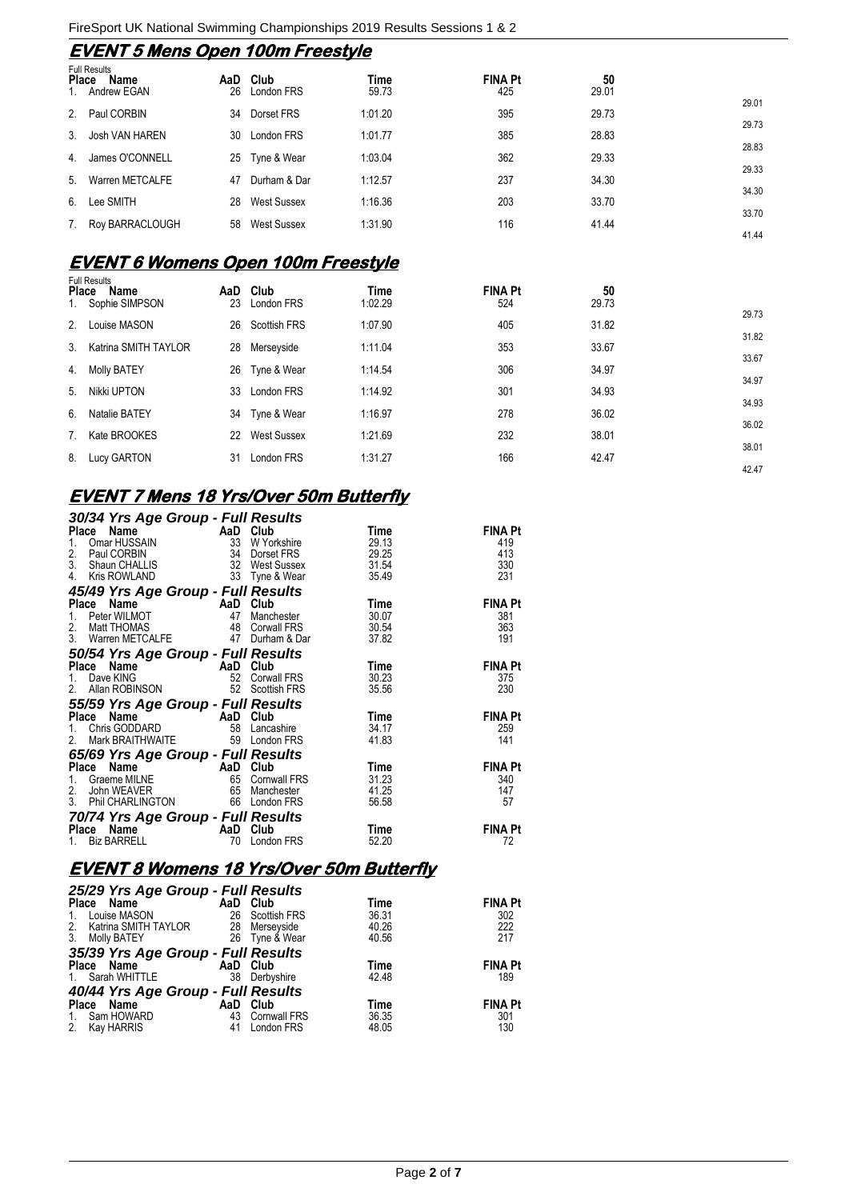## EVENT 5 Mens Open 100m Freestyle

Full Results

| Place | Name | AaD | Club | Time | FINA Pt | 50 | |
|---|---|---|---|---|---|---|---|
| 1. | Andrew EGAN | 26 | London FRS | 59.73 | 425 | 29.01 | 29.01 |
| 2. | Paul CORBIN | 34 | Dorset FRS | 1:01.20 | 395 | 29.73 | 29.73 |
| 3. | Josh VAN HAREN | 30 | London FRS | 1:01.77 | 385 | 28.83 | 28.83 |
| 4. | James O'CONNELL | 25 | Tyne & Wear | 1:03.04 | 362 | 29.33 | 29.33 |
| 5. | Warren METCALFE | 47 | Durham & Dar | 1:12.57 | 237 | 34.30 | 34.30 |
| 6. | Lee SMITH | 28 | West Sussex | 1:16.36 | 203 | 33.70 | 33.70 |
| 7. | Roy BARRACLOUGH | 58 | West Sussex | 1:31.90 | 116 | 41.44 | 41.44 |

## EVENT 6 Womens Open 100m Freestyle

Full Results

| Place | Name | AaD | Club | Time | FINA Pt | 50 | |
|---|---|---|---|---|---|---|---|
| 1. | Sophie SIMPSON | 23 | London FRS | 1:02.29 | 524 | 29.73 | 29.73 |
| 2. | Louise MASON | 26 | Scottish FRS | 1:07.90 | 405 | 31.82 | 31.82 |
| 3. | Katrina SMITH TAYLOR | 28 | Merseyside | 1:11.04 | 353 | 33.67 | 33.67 |
| 4. | Molly BATEY | 26 | Tyne & Wear | 1:14.54 | 306 | 34.97 | 34.97 |
| 5. | Nikki UPTON | 33 | London FRS | 1:14.92 | 301 | 34.93 | 34.93 |
| 6. | Natalie BATEY | 34 | Tyne & Wear | 1:16.97 | 278 | 36.02 | 36.02 |
| 7. | Kate BROOKES | 22 | West Sussex | 1:21.69 | 232 | 38.01 | 38.01 |
| 8. | Lucy GARTON | 31 | London FRS | 1:31.27 | 166 | 42.47 | 42.47 |

## EVENT 7 Mens 18 Yrs/Over 50m Butterfly

### 30/34 Yrs Age Group - Full Results

| Place | Name | AaD | Club | Time | FINA Pt |
|---|---|---|---|---|---|
| 1. | Omar HUSSAIN | 33 | W Yorkshire | 29.13 | 419 |
| 2. | Paul CORBIN | 34 | Dorset FRS | 29.25 | 413 |
| 3. | Shaun CHALLIS | 32 | West Sussex | 31.54 | 330 |
| 4. | Kris ROWLAND | 33 | Tyne & Wear | 35.49 | 231 |

### 45/49 Yrs Age Group - Full Results

| Place | Name | AaD | Club | Time | FINA Pt |
|---|---|---|---|---|---|
| 1. | Peter WILMOT | 47 | Manchester | 30.07 | 381 |
| 2. | Matt THOMAS | 48 | Corwall FRS | 30.54 | 363 |
| 3. | Warren METCALFE | 47 | Durham & Dar | 37.82 | 191 |

### 50/54 Yrs Age Group - Full Results

| Place | Name | AaD | Club | Time | FINA Pt |
|---|---|---|---|---|---|
| 1. | Dave KING | 52 | Corwall FRS | 30.23 | 375 |
| 2. | Allan ROBINSON | 52 | Scottish FRS | 35.56 | 230 |

### 55/59 Yrs Age Group - Full Results

| Place | Name | AaD | Club | Time | FINA Pt |
|---|---|---|---|---|---|
| 1. | Chris GODDARD | 58 | Lancashire | 34.17 | 259 |
| 2. | Mark BRAITHWAITE | 59 | London FRS | 41.83 | 141 |

### 65/69 Yrs Age Group - Full Results

| Place | Name | AaD | Club | Time | FINA Pt |
|---|---|---|---|---|---|
| 1. | Graeme MILNE | 65 | Cornwall FRS | 31.23 | 340 |
| 2. | John WEAVER | 65 | Manchester | 41.25 | 147 |
| 3. | Phil CHARLINGTON | 66 | London FRS | 56.58 | 57 |

### 70/74 Yrs Age Group - Full Results

| Place | Name | AaD | Club | Time | FINA Pt |
|---|---|---|---|---|---|
| 1. | Biz BARRELL | 70 | London FRS | 52.20 | 72 |

## EVENT 8 Womens 18 Yrs/Over 50m Butterfly

### 25/29 Yrs Age Group - Full Results

| Place | Name | AaD | Club | Time | FINA Pt |
|---|---|---|---|---|---|
| 1. | Louise MASON | 26 | Scottish FRS | 36.31 | 302 |
| 2. | Katrina SMITH TAYLOR | 28 | Merseyside | 40.26 | 222 |
| 3. | Molly BATEY | 26 | Tyne & Wear | 40.56 | 217 |

### 35/39 Yrs Age Group - Full Results

| Place | Name | AaD | Club | Time | FINA Pt |
|---|---|---|---|---|---|
| 1. | Sarah WHITTLE | 38 | Derbyshire | 42.48 | 189 |

### 40/44 Yrs Age Group - Full Results

| Place | Name | AaD | Club | Time | FINA Pt |
|---|---|---|---|---|---|
| 1. | Sam HOWARD | 43 | Cornwall FRS | 36.35 | 301 |
| 2. | Kay HARRIS | 41 | London FRS | 48.05 | 130 |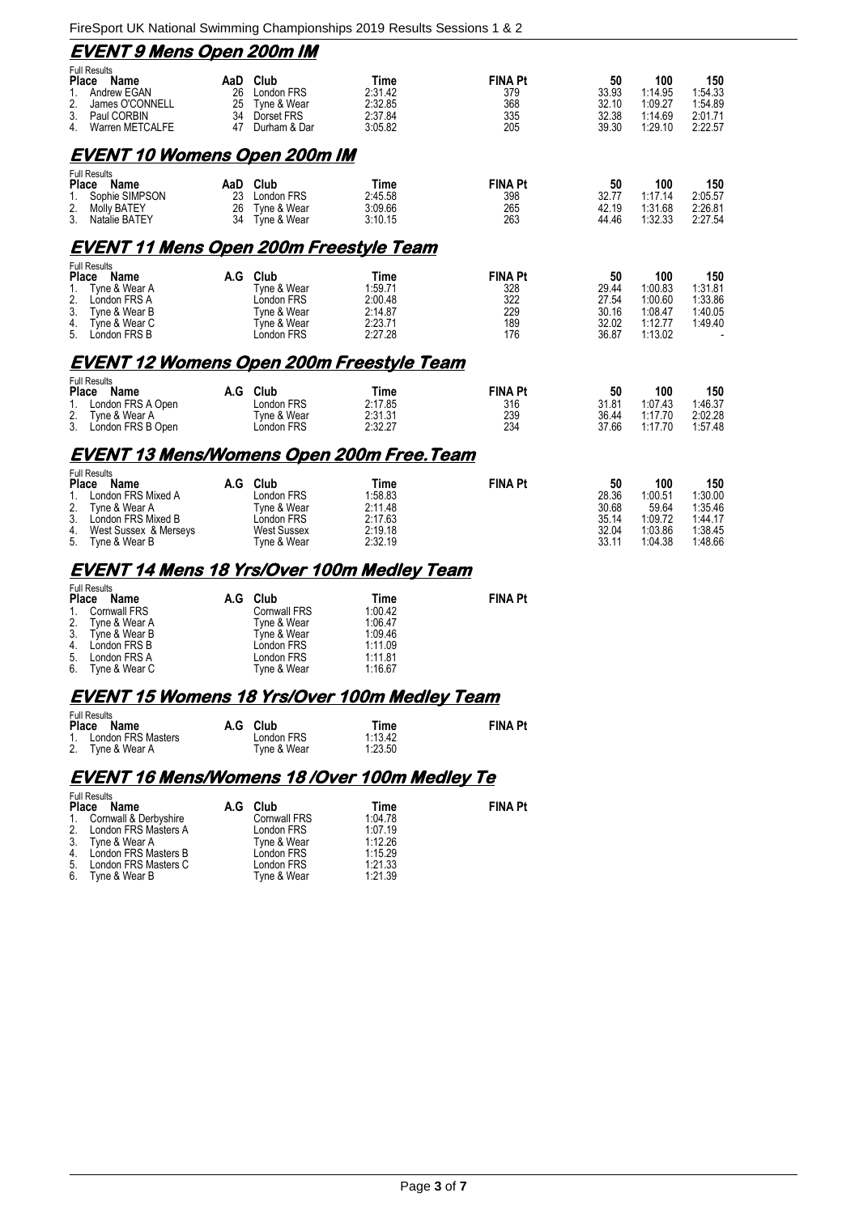## EVENT 9 Mens Open 200m IM

Full Results

| Place | Name | AaD | Club | Time | FINA Pt | 50 | 100 | 150 |
|---|---|---|---|---|---|---|---|---|
| 1. | Andrew EGAN | 26 | London FRS | 2:31.42 | 379 | 33.93 | 1:14.95 | 1:54.33 |
| 2. | James O'CONNELL | 25 | Tyne & Wear | 2:32.85 | 368 | 32.10 | 1:09.27 | 1:54.89 |
| 3. | Paul CORBIN | 34 | Dorset FRS | 2:37.84 | 335 | 32.38 | 1:14.69 | 2:01.71 |
| 4. | Warren METCALFE | 47 | Durham & Dar | 3:05.82 | 205 | 39.30 | 1:29.10 | 2:22.57 |

## EVENT 10 Womens Open 200m IM

Full Results

| Place | Name | AaD | Club | Time | FINA Pt | 50 | 100 | 150 |
|---|---|---|---|---|---|---|---|---|
| 1. | Sophie SIMPSON | 23 | London FRS | 2:45.58 | 398 | 32.77 | 1:17.14 | 2:05.57 |
| 2. | Molly BATEY | 26 | Tyne & Wear | 3:09.66 | 265 | 42.19 | 1:31.68 | 2:26.81 |
| 3. | Natalie BATEY | 34 | Tyne & Wear | 3:10.15 | 263 | 44.46 | 1:32.33 | 2:27.54 |

## EVENT 11 Mens Open 200m Freestyle Team

Full Results

| Place | Name | A.G | Club | Time | FINA Pt | 50 | 100 | 150 |
|---|---|---|---|---|---|---|---|---|
| 1. | Tyne & Wear A | | Tyne & Wear | 1:59.71 | 328 | 29.44 | 1:00.83 | 1:31.81 |
| 2. | London FRS A | | London FRS | 2:00.48 | 322 | 27.54 | 1:00.60 | 1:33.86 |
| 3. | Tyne & Wear B | | Tyne & Wear | 2:14.87 | 229 | 30.16 | 1:08.47 | 1:40.05 |
| 4. | Tyne & Wear C | | Tyne & Wear | 2:23.71 | 189 | 32.02 | 1:12.77 | 1:49.40 |
| 5. | London FRS B | | London FRS | 2:27.28 | 176 | 36.87 | 1:13.02 | - |

## EVENT 12 Womens Open 200m Freestyle Team

Full Results

| Place | Name | A.G | Club | Time | FINA Pt | 50 | 100 | 150 |
|---|---|---|---|---|---|---|---|---|
| 1. | London FRS A Open | | London FRS | 2:17.85 | 316 | 31.81 | 1:07.43 | 1:46.37 |
| 2. | Tyne & Wear A | | Tyne & Wear | 2:31.31 | 239 | 36.44 | 1:17.70 | 2:02.28 |
| 3. | London FRS B Open | | London FRS | 2:32.27 | 234 | 37.66 | 1:17.70 | 1:57.48 |

## EVENT 13 Mens/Womens Open 200m Free.Team

Full Results

| Place | Name | A.G | Club | Time | FINA Pt | 50 | 100 | 150 |
|---|---|---|---|---|---|---|---|---|
| 1. | London FRS Mixed A | | London FRS | 1:58.83 | | 28.36 | 1:00.51 | 1:30.00 |
| 2. | Tyne & Wear A | | Tyne & Wear | 2:11.48 | | 30.68 | 59.64 | 1:35.46 |
| 3. | London FRS Mixed B | | London FRS | 2:17.63 | | 35.14 | 1:09.72 | 1:44.17 |
| 4. | West Sussex & Merseys | | West Sussex | 2:19.18 | | 32.04 | 1:03.86 | 1:38.45 |
| 5. | Tyne & Wear B | | Tyne & Wear | 2:32.19 | | 33.11 | 1:04.38 | 1:48.66 |

## EVENT 14 Mens 18 Yrs/Over 100m Medley Team

Full Results

| Place | Name | A.G | Club | Time | FINA Pt |
|---|---|---|---|---|---|
| 1. | Cornwall FRS | | Cornwall FRS | 1:00.42 | |
| 2. | Tyne & Wear A | | Tyne & Wear | 1:06.47 | |
| 3. | Tyne & Wear B | | Tyne & Wear | 1:09.46 | |
| 4. | London FRS B | | London FRS | 1:11.09 | |
| 5. | London FRS A | | London FRS | 1:11.81 | |
| 6. | Tyne & Wear C | | Tyne & Wear | 1:16.67 | |

## EVENT 15 Womens 18 Yrs/Over 100m Medley Team

Full Results

| Place | Name | A.G | Club | Time | FINA Pt |
|---|---|---|---|---|---|
| 1. | London FRS Masters | | London FRS | 1:13.42 | |
| 2. | Tyne & Wear A | | Tyne & Wear | 1:23.50 | |

## EVENT 16 Mens/Womens 18 /Over 100m Medley Te

Full Results

| Place | Name | A.G | Club | Time | FINA Pt |
|---|---|---|---|---|---|
| 1. | Cornwall & Derbyshire | | Cornwall FRS | 1:04.78 | |
| 2. | London FRS Masters A | | London FRS | 1:07.19 | |
| 3. | Tyne & Wear A | | Tyne & Wear | 1:12.26 | |
| 4. | London FRS Masters B | | London FRS | 1:15.29 | |
| 5. | London FRS Masters C | | London FRS | 1:21.33 | |
| 6. | Tyne & Wear B | | Tyne & Wear | 1:21.39 | |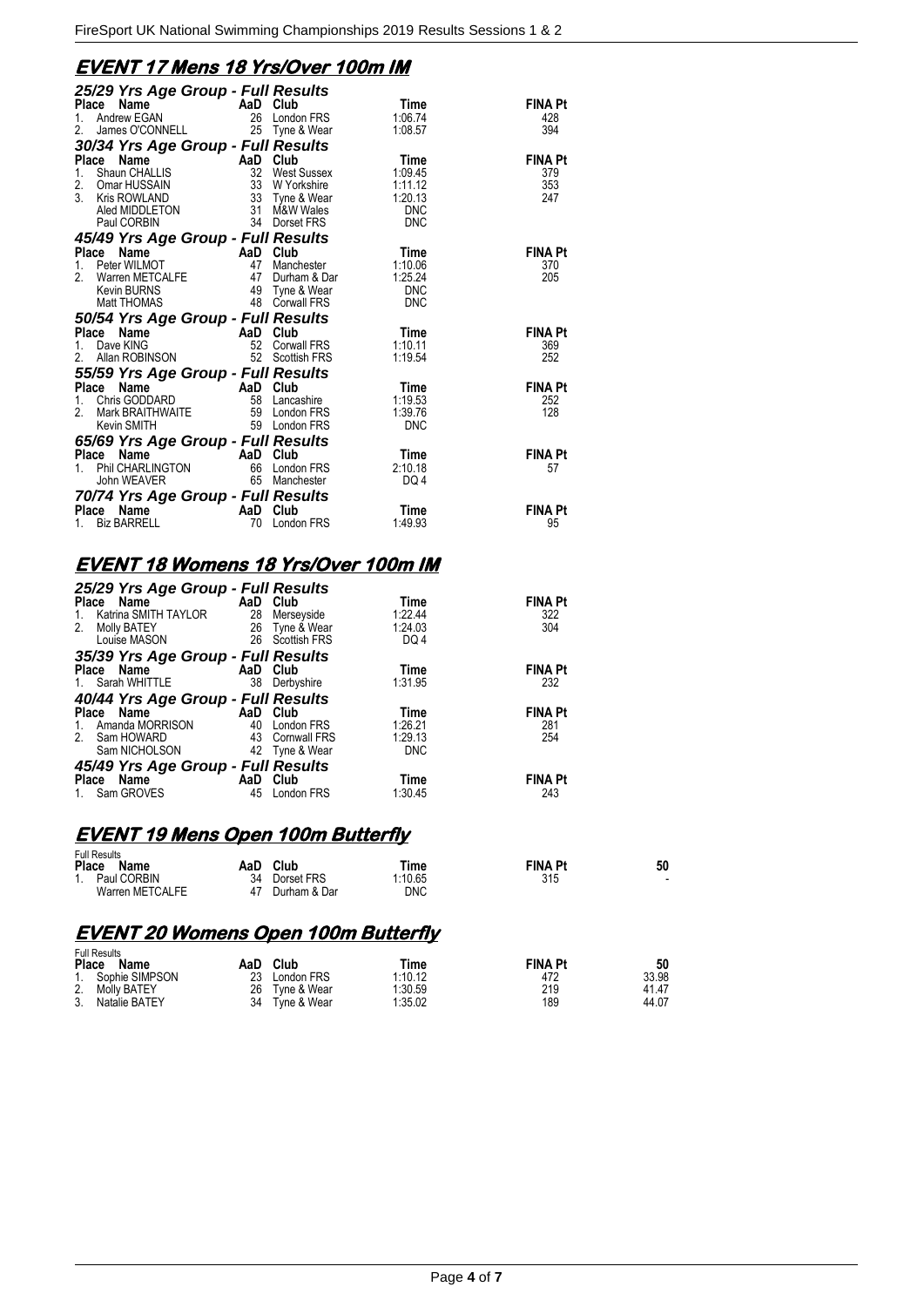## EVENT 17 Mens 18 Yrs/Over 100m IM

### 25/29 Yrs Age Group - Full Results

| Place | Name | AaD | Club | Time | FINA Pt |
|---|---|---|---|---|---|
| 1. | Andrew EGAN | 26 | London FRS | 1:06.74 | 428 |
| 2. | James O'CONNELL | 25 | Tyne & Wear | 1:08.57 | 394 |

### 30/34 Yrs Age Group - Full Results

| Place | Name | AaD | Club | Time | FINA Pt |
|---|---|---|---|---|---|
| 1. | Shaun CHALLIS | 32 | West Sussex | 1:09.45 | 379 |
| 2. | Omar HUSSAIN | 33 | W Yorkshire | 1:11.12 | 353 |
| 3. | Kris ROWLAND | 33 | Tyne & Wear | 1:20.13 | 247 |
| | Aled MIDDLETON | 31 | M&W Wales | DNC | |
| | Paul CORBIN | 34 | Dorset FRS | DNC | |

### 45/49 Yrs Age Group - Full Results

| Place | Name | AaD | Club | Time | FINA Pt |
|---|---|---|---|---|---|
| 1. | Peter WILMOT | 47 | Manchester | 1:10.06 | 370 |
| 2. | Warren METCALFE | 47 | Durham & Dar | 1:25.24 | 205 |
| | Kevin BURNS | 49 | Tyne & Wear | DNC | |
| | Matt THOMAS | 48 | Corwall FRS | DNC | |

### 50/54 Yrs Age Group - Full Results

| Place | Name | AaD | Club | Time | FINA Pt |
|---|---|---|---|---|---|
| 1. | Dave KING | 52 | Corwall FRS | 1:10.11 | 369 |
| 2. | Allan ROBINSON | 52 | Scottish FRS | 1:19.54 | 252 |

### 55/59 Yrs Age Group - Full Results

| Place | Name | AaD | Club | Time | FINA Pt |
|---|---|---|---|---|---|
| 1. | Chris GODDARD | 58 | Lancashire | 1:19.53 | 252 |
| 2. | Mark BRAITHWAITE | 59 | London FRS | 1:39.76 | 128 |
| | Kevin SMITH | 59 | London FRS | DNC | |

### 65/69 Yrs Age Group - Full Results

| Place | Name | AaD | Club | Time | FINA Pt |
|---|---|---|---|---|---|
| 1. | Phil CHARLINGTON | 66 | London FRS | 2:10.18 | 57 |
| | John WEAVER | 65 | Manchester | DQ 4 | |

### 70/74 Yrs Age Group - Full Results

| Place | Name | AaD | Club | Time | FINA Pt |
|---|---|---|---|---|---|
| 1. | Biz BARRELL | 70 | London FRS | 1:49.93 | 95 |

## EVENT 18 Womens 18 Yrs/Over 100m IM

### 25/29 Yrs Age Group - Full Results

| Place | Name | AaD | Club | Time | FINA Pt |
|---|---|---|---|---|---|
| 1. | Katrina SMITH TAYLOR | 28 | Merseyside | 1:22.44 | 322 |
| 2. | Molly BATEY | 26 | Tyne & Wear | 1:24.03 | 304 |
| | Louise MASON | 26 | Scottish FRS | DQ 4 | |

### 35/39 Yrs Age Group - Full Results

| Place | Name | AaD | Club | Time | FINA Pt |
|---|---|---|---|---|---|
| 1. | Sarah WHITTLE | 38 | Derbyshire | 1:31.95 | 232 |

### 40/44 Yrs Age Group - Full Results

| Place | Name | AaD | Club | Time | FINA Pt |
|---|---|---|---|---|---|
| 1. | Amanda MORRISON | 40 | London FRS | 1:26.21 | 281 |
| 2. | Sam HOWARD | 43 | Cornwall FRS | 1:29.13 | 254 |
| | Sam NICHOLSON | 42 | Tyne & Wear | DNC | |

### 45/49 Yrs Age Group - Full Results

| Place | Name | AaD | Club | Time | FINA Pt |
|---|---|---|---|---|---|
| 1. | Sam GROVES | 45 | London FRS | 1:30.45 | 243 |

## EVENT 19 Mens Open 100m Butterfly

Full Results

| Place | Name | AaD | Club | Time | FINA Pt | 50 |
|---|---|---|---|---|---|---|
| 1. | Paul CORBIN | 34 | Dorset FRS | 1:10.65 | 315 | - |
| | Warren METCALFE | 47 | Durham & Dar | DNC | | |

## EVENT 20 Womens Open 100m Butterfly

Full Results

| Place | Name | AaD | Club | Time | FINA Pt | 50 |
|---|---|---|---|---|---|---|
| 1. | Sophie SIMPSON | 23 | London FRS | 1:10.12 | 472 | 33.98 |
| 2. | Molly BATEY | 26 | Tyne & Wear | 1:30.59 | 219 | 41.47 |
| 3. | Natalie BATEY | 34 | Tyne & Wear | 1:35.02 | 189 | 44.07 |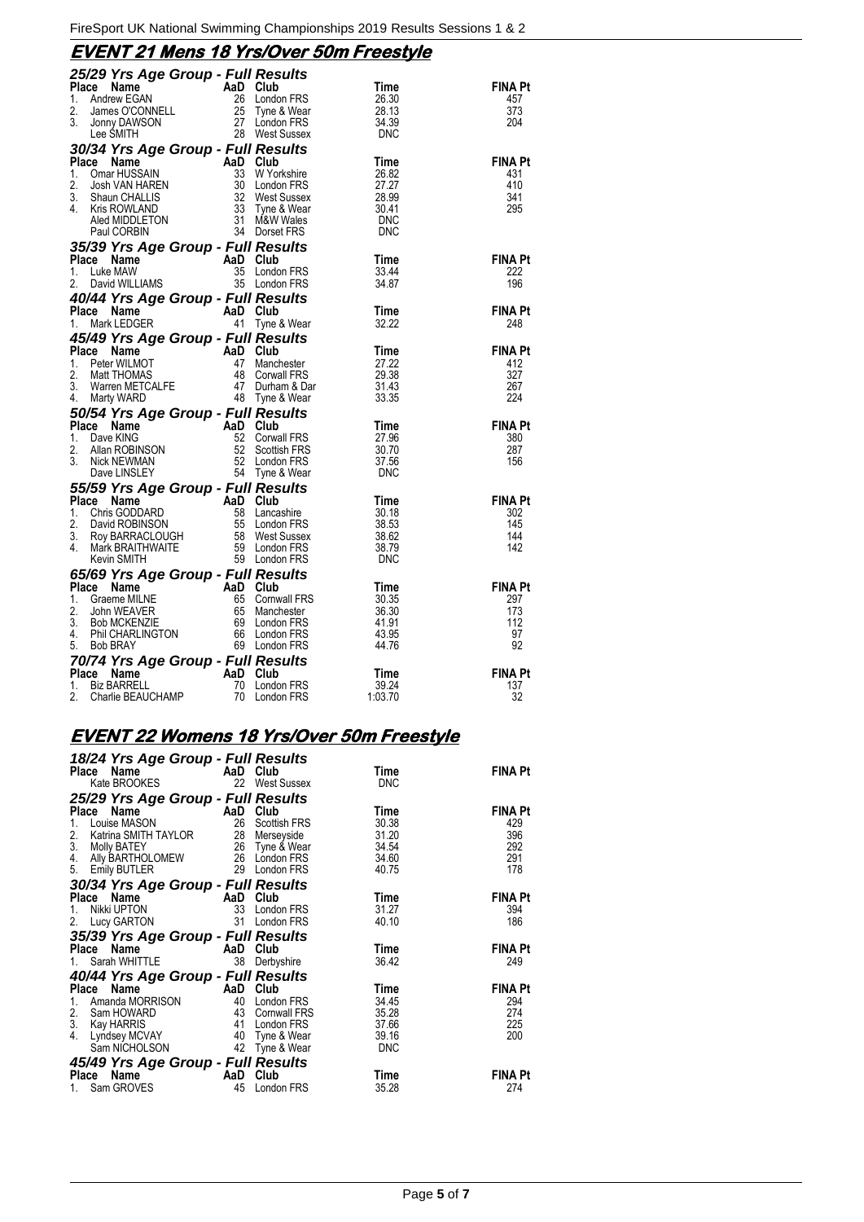## EVENT 21 Mens 18 Yrs/Over 50m Freestyle

### 25/29 Yrs Age Group - Full Results

| Place | Name | AaD | Club | Time | FINA Pt |
|---|---|---|---|---|---|
| 1. | Andrew EGAN | 26 | London FRS | 26.30 | 457 |
| 2. | James O'CONNELL | 25 | Tyne & Wear | 28.13 | 373 |
| 3. | Jonny DAWSON | 27 | London FRS | 34.39 | 204 |
| | Lee SMITH | 28 | West Sussex | DNC | |

### 30/34 Yrs Age Group - Full Results

| Place | Name | AaD | Club | Time | FINA Pt |
|---|---|---|---|---|---|
| 1. | Omar HUSSAIN | 33 | W Yorkshire | 26.82 | 431 |
| 2. | Josh VAN HAREN | 30 | London FRS | 27.27 | 410 |
| 3. | Shaun CHALLIS | 32 | West Sussex | 28.99 | 341 |
| 4. | Kris ROWLAND | 33 | Tyne & Wear | 30.41 | 295 |
| | Aled MIDDLETON | 31 | M&W Wales | DNC | |
| | Paul CORBIN | 34 | Dorset FRS | DNC | |

### 35/39 Yrs Age Group - Full Results

| Place | Name | AaD | Club | Time | FINA Pt |
|---|---|---|---|---|---|
| 1. | Luke MAW | 35 | London FRS | 33.44 | 222 |
| 2. | David WILLIAMS | 35 | London FRS | 34.87 | 196 |

### 40/44 Yrs Age Group - Full Results

| Place | Name | AaD | Club | Time | FINA Pt |
|---|---|---|---|---|---|
| 1. | Mark LEDGER | 41 | Tyne & Wear | 32.22 | 248 |

### 45/49 Yrs Age Group - Full Results

| Place | Name | AaD | Club | Time | FINA Pt |
|---|---|---|---|---|---|
| 1. | Peter WILMOT | 47 | Manchester | 27.22 | 412 |
| 2. | Matt THOMAS | 48 | Corwall FRS | 29.38 | 327 |
| 3. | Warren METCALFE | 47 | Durham & Dar | 31.43 | 267 |
| 4. | Marty WARD | 48 | Tyne & Wear | 33.35 | 224 |

### 50/54 Yrs Age Group - Full Results

| Place | Name | AaD | Club | Time | FINA Pt |
|---|---|---|---|---|---|
| 1. | Dave KING | 52 | Corwall FRS | 27.96 | 380 |
| 2. | Allan ROBINSON | 52 | Scottish FRS | 30.70 | 287 |
| 3. | Nick NEWMAN | 52 | London FRS | 37.56 | 156 |
| | Dave LINSLEY | 54 | Tyne & Wear | DNC | |

### 55/59 Yrs Age Group - Full Results

| Place | Name | AaD | Club | Time | FINA Pt |
|---|---|---|---|---|---|
| 1. | Chris GODDARD | 58 | Lancashire | 30.18 | 302 |
| 2. | David ROBINSON | 55 | London FRS | 38.53 | 145 |
| 3. | Roy BARRACLOUGH | 58 | West Sussex | 38.62 | 144 |
| 4. | Mark BRAITHWAITE | 59 | London FRS | 38.79 | 142 |
| | Kevin SMITH | 59 | London FRS | DNC | |

### 65/69 Yrs Age Group - Full Results

| Place | Name | AaD | Club | Time | FINA Pt |
|---|---|---|---|---|---|
| 1. | Graeme MILNE | 65 | Cornwall FRS | 30.35 | 297 |
| 2. | John WEAVER | 65 | Manchester | 36.30 | 173 |
| 3. | Bob MCKENZIE | 69 | London FRS | 41.91 | 112 |
| 4. | Phil CHARLINGTON | 66 | London FRS | 43.95 | 97 |
| 5. | Bob BRAY | 69 | London FRS | 44.76 | 92 |

### 70/74 Yrs Age Group - Full Results

| Place | Name | AaD | Club | Time | FINA Pt |
|---|---|---|---|---|---|
| 1. | Biz BARRELL | 70 | London FRS | 39.24 | 137 |
| 2. | Charlie BEAUCHAMP | 70 | London FRS | 1:03.70 | 32 |

## EVENT 22 Womens 18 Yrs/Over 50m Freestyle

### 18/24 Yrs Age Group - Full Results

| Place | Name | AaD | Club | Time | FINA Pt |
|---|---|---|---|---|---|
| | Kate BROOKES | 22 | West Sussex | DNC | |

### 25/29 Yrs Age Group - Full Results

| Place | Name | AaD | Club | Time | FINA Pt |
|---|---|---|---|---|---|
| 1. | Louise MASON | 26 | Scottish FRS | 30.38 | 429 |
| 2. | Katrina SMITH TAYLOR | 28 | Merseyside | 31.20 | 396 |
| 3. | Molly BATEY | 26 | Tyne & Wear | 34.54 | 292 |
| 4. | Ally BARTHOLOMEW | 26 | London FRS | 34.60 | 291 |
| 5. | Emily BUTLER | 29 | London FRS | 40.75 | 178 |

### 30/34 Yrs Age Group - Full Results

| Place | Name | AaD | Club | Time | FINA Pt |
|---|---|---|---|---|---|
| 1. | Nikki UPTON | 33 | London FRS | 31.27 | 394 |
| 2. | Lucy GARTON | 31 | London FRS | 40.10 | 186 |

### 35/39 Yrs Age Group - Full Results

| Place | Name | AaD | Club | Time | FINA Pt |
|---|---|---|---|---|---|
| 1. | Sarah WHITTLE | 38 | Derbyshire | 36.42 | 249 |

### 40/44 Yrs Age Group - Full Results

| Place | Name | AaD | Club | Time | FINA Pt |
|---|---|---|---|---|---|
| 1. | Amanda MORRISON | 40 | London FRS | 34.45 | 294 |
| 2. | Sam HOWARD | 43 | Cornwall FRS | 35.28 | 274 |
| 3. | Kay HARRIS | 41 | London FRS | 37.66 | 225 |
| 4. | Lyndsey MCVAY | 40 | Tyne & Wear | 39.16 | 200 |
| | Sam NICHOLSON | 42 | Tyne & Wear | DNC | |

### 45/49 Yrs Age Group - Full Results

| Place | Name | AaD | Club | Time | FINA Pt |
|---|---|---|---|---|---|
| 1. | Sam GROVES | 45 | London FRS | 35.28 | 274 |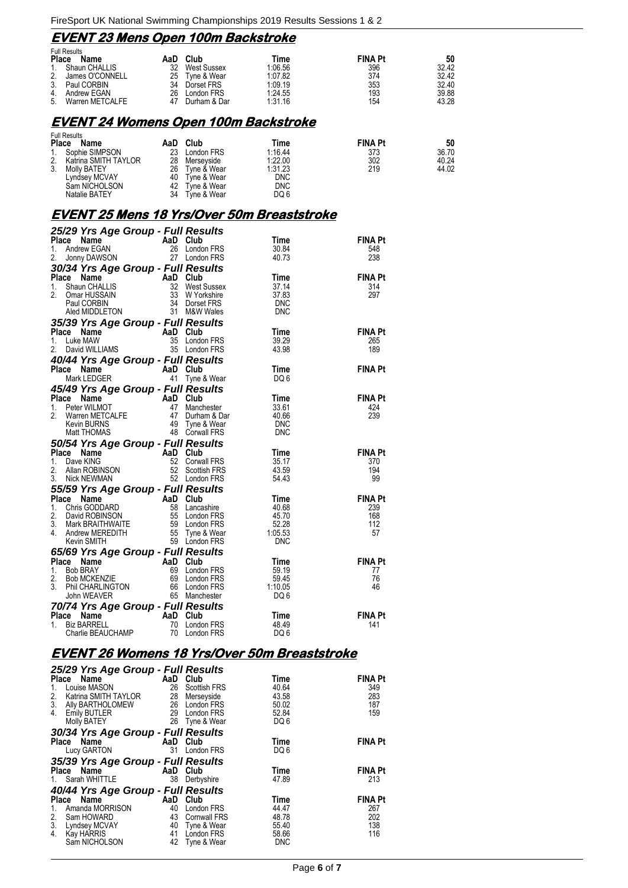## EVENT 23 Mens Open 100m Backstroke

Full Results

| Place | Name | AaD | Club | Time | FINA Pt | 50 |
|---|---|---|---|---|---|---|
| 1. | Shaun CHALLIS | 32 | West Sussex | 1:06.56 | 396 | 32.42 |
| 2. | James O'CONNELL | 25 | Tyne & Wear | 1:07.82 | 374 | 32.42 |
| 3. | Paul CORBIN | 34 | Dorset FRS | 1:09.19 | 353 | 32.40 |
| 4. | Andrew EGAN | 26 | London FRS | 1:24.55 | 193 | 39.88 |
| 5. | Warren METCALFE | 47 | Durham & Dar | 1:31.16 | 154 | 43.28 |

## EVENT 24 Womens Open 100m Backstroke

Full Results

| Place | Name | AaD | Club | Time | FINA Pt | 50 |
|---|---|---|---|---|---|---|
| 1. | Sophie SIMPSON | 23 | London FRS | 1:16.44 | 373 | 36.70 |
| 2. | Katrina SMITH TAYLOR | 28 | Merseyside | 1:22.00 | 302 | 40.24 |
| 3. | Molly BATEY | 26 | Tyne & Wear | 1:31.23 | 219 | 44.02 |
| | Lyndsey MCVAY | 40 | Tyne & Wear | DNC | | |
| | Sam NICHOLSON | 42 | Tyne & Wear | DNC | | |
| | Natalie BATEY | 34 | Tyne & Wear | DQ 6 | | |

## EVENT 25 Mens 18 Yrs/Over 50m Breaststroke

### 25/29 Yrs Age Group - Full Results

| Place | Name | AaD | Club | Time | FINA Pt |
|---|---|---|---|---|---|
| 1. | Andrew EGAN | 26 | London FRS | 30.84 | 548 |
| 2. | Jonny DAWSON | 27 | London FRS | 40.73 | 238 |

### 30/34 Yrs Age Group - Full Results

| Place | Name | AaD | Club | Time | FINA Pt |
|---|---|---|---|---|---|
| 1. | Shaun CHALLIS | 32 | West Sussex | 37.14 | 314 |
| 2. | Omar HUSSAIN | 33 | W Yorkshire | 37.83 | 297 |
| | Paul CORBIN | 34 | Dorset FRS | DNC | |
| | Aled MIDDLETON | 31 | M&W Wales | DNC | |

### 35/39 Yrs Age Group - Full Results

| Place | Name | AaD | Club | Time | FINA Pt |
|---|---|---|---|---|---|
| 1. | Luke MAW | 35 | London FRS | 39.29 | 265 |
| 2. | David WILLIAMS | 35 | London FRS | 43.98 | 189 |

### 40/44 Yrs Age Group - Full Results

| Place | Name | AaD | Club | Time | FINA Pt |
|---|---|---|---|---|---|
| | Mark LEDGER | 41 | Tyne & Wear | DQ 6 | |

### 45/49 Yrs Age Group - Full Results

| Place | Name | AaD | Club | Time | FINA Pt |
|---|---|---|---|---|---|
| 1. | Peter WILMOT | 47 | Manchester | 33.61 | 424 |
| 2. | Warren METCALFE | 47 | Durham & Dar | 40.66 | 239 |
| | Kevin BURNS | 49 | Tyne & Wear | DNC | |
| | Matt THOMAS | 48 | Corwall FRS | DNC | |

### 50/54 Yrs Age Group - Full Results

| Place | Name | AaD | Club | Time | FINA Pt |
|---|---|---|---|---|---|
| 1. | Dave KING | 52 | Corwall FRS | 35.17 | 370 |
| 2. | Allan ROBINSON | 52 | Scottish FRS | 43.59 | 194 |
| 3. | Nick NEWMAN | 52 | London FRS | 54.43 | 99 |

### 55/59 Yrs Age Group - Full Results

| Place | Name | AaD | Club | Time | FINA Pt |
|---|---|---|---|---|---|
| 1. | Chris GODDARD | 58 | Lancashire | 40.68 | 239 |
| 2. | David ROBINSON | 55 | London FRS | 45.70 | 168 |
| 3. | Mark BRAITHWAITE | 59 | London FRS | 52.28 | 112 |
| 4. | Andrew MEREDITH | 55 | Tyne & Wear | 1:05.53 | 57 |
| | Kevin SMITH | 59 | London FRS | DNC | |

### 65/69 Yrs Age Group - Full Results

| Place | Name | AaD | Club | Time | FINA Pt |
|---|---|---|---|---|---|
| 1. | Bob BRAY | 69 | London FRS | 59.19 | 77 |
| 2. | Bob MCKENZIE | 69 | London FRS | 59.45 | 76 |
| 3. | Phil CHARLINGTON | 66 | London FRS | 1:10.05 | 46 |
| | John WEAVER | 65 | Manchester | DQ 6 | |

### 70/74 Yrs Age Group - Full Results

| Place | Name | AaD | Club | Time | FINA Pt |
|---|---|---|---|---|---|
| 1. | Biz BARRELL | 70 | London FRS | 48.49 | 141 |
| | Charlie BEAUCHAMP | 70 | London FRS | DQ 6 | |

## EVENT 26 Womens 18 Yrs/Over 50m Breaststroke

### 25/29 Yrs Age Group - Full Results

| Place | Name | AaD | Club | Time | FINA Pt |
|---|---|---|---|---|---|
| 1. | Louise MASON | 26 | Scottish FRS | 40.64 | 349 |
| 2. | Katrina SMITH TAYLOR | 28 | Merseyside | 43.58 | 283 |
| 3. | Ally BARTHOLOMEW | 26 | London FRS | 50.02 | 187 |
| 4. | Emily BUTLER | 29 | London FRS | 52.84 | 159 |
| | Molly BATEY | 26 | Tyne & Wear | DQ 6 | |

### 30/34 Yrs Age Group - Full Results

| Place | Name | AaD | Club | Time | FINA Pt |
|---|---|---|---|---|---|
| | Lucy GARTON | 31 | London FRS | DQ 6 | |

### 35/39 Yrs Age Group - Full Results

| Place | Name | AaD | Club | Time | FINA Pt |
|---|---|---|---|---|---|
| 1. | Sarah WHITTLE | 38 | Derbyshire | 47.89 | 213 |

### 40/44 Yrs Age Group - Full Results

| Place | Name | AaD | Club | Time | FINA Pt |
|---|---|---|---|---|---|
| 1. | Amanda MORRISON | 40 | London FRS | 44.47 | 267 |
| 2. | Sam HOWARD | 43 | Cornwall FRS | 48.78 | 202 |
| 3. | Lyndsey MCVAY | 40 | Tyne & Wear | 55.40 | 138 |
| 4. | Kay HARRIS | 41 | London FRS | 58.66 | 116 |
| | Sam NICHOLSON | 42 | Tyne & Wear | DNC | |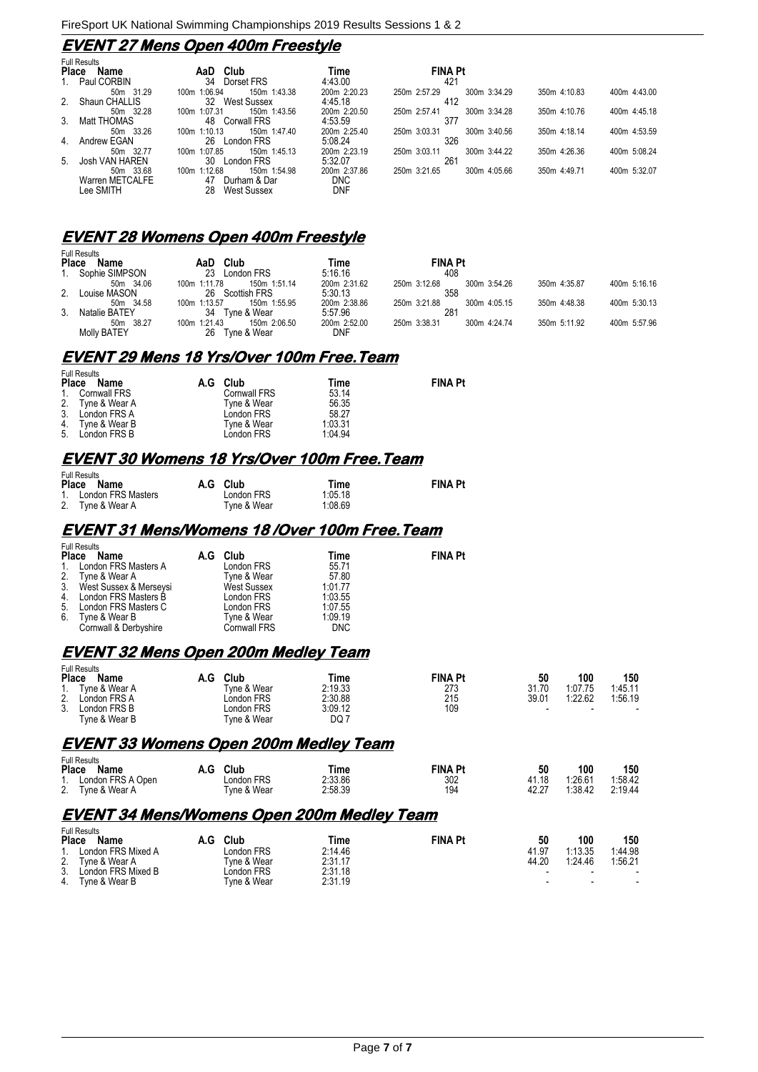## EVENT 27 Mens Open 400m Freestyle

Full Results

| Place | Name | AaD | Club | Time | FINA Pt | | | |
|---|---|---|---|---|---|---|---|---|
| 1. | Paul CORBIN | 34 | Dorset FRS | 4:43.00 | 421 | | | |
| | 50m 31.29 | 100m 1:06.94 | 150m 1:43.38 | 200m 2:20.23 | 250m 2:57.29 | 300m 3:34.29 | 350m 4:10.83 | 400m 4:43.00 |
| 2. | Shaun CHALLIS | 32 | West Sussex | 4:45.18 | 412 | | | |
| | 50m 32.28 | 100m 1:07.31 | 150m 1:43.56 | 200m 2:20.50 | 250m 2:57.41 | 300m 3:34.28 | 350m 4:10.76 | 400m 4:45.18 |
| 3. | Matt THOMAS | 48 | Cornwall FRS | 4:53.59 | 377 | | | |
| | 50m 33.26 | 100m 1:10.13 | 150m 1:47.40 | 200m 2:25.40 | 250m 3:03.31 | 300m 3:40.56 | 350m 4:18.14 | 400m 4:53.59 |
| 4. | Andrew EGAN | 26 | London FRS | 5:08.24 | 326 | | | |
| | 50m 32.77 | 100m 1:07.85 | 150m 1:45.13 | 200m 2:23.19 | 250m 3:03.11 | 300m 3:44.22 | 350m 4:26.36 | 400m 5:08.24 |
| 5. | Josh VAN HAREN | 30 | London FRS | 5:32.07 | 261 | | | |
| | 50m 33.68 | 100m 1:12.68 | 150m 1:54.98 | 200m 2:37.86 | 250m 3:21.65 | 300m 4:05.66 | 350m 4:49.71 | 400m 5:32.07 |
| | Warren METCALFE | 47 | Durham & Dar | DNC | | | | |
| | Lee SMITH | 28 | West Sussex | DNF | | | | |

## EVENT 28 Womens Open 400m Freestyle

Full Results

| Place | Name | AaD | Club | Time | FINA Pt | | | |
|---|---|---|---|---|---|---|---|---|
| 1. | Sophie SIMPSON | 23 | London FRS | 5:16.16 | 408 | | | |
| | 50m 34.06 | 100m 1:11.78 | 150m 1:51.14 | 200m 2:31.62 | 250m 3:12.68 | 300m 3:54.26 | 350m 4:35.87 | 400m 5:16.16 |
| 2. | Louise MASON | 26 | Scottish FRS | 5:30.13 | 358 | | | |
| | 50m 34.58 | 100m 1:13.57 | 150m 1:55.95 | 200m 2:38.86 | 250m 3:21.88 | 300m 4:05.15 | 350m 4:48.38 | 400m 5:30.13 |
| 3. | Natalie BATEY | 34 | Tyne & Wear | 5:57.96 | 281 | | | |
| | 50m 38.27 | 100m 1:21.43 | 150m 2:06.50 | 200m 2:52.00 | 250m 3:38.31 | 300m 4:24.74 | 350m 5:11.92 | 400m 5:57.96 |
| | Molly BATEY | 26 | Tyne & Wear | DNF | | | | |

## EVENT 29 Mens 18 Yrs/Over 100m Free.Team

Full Results

| Place | Name | A.G | Club | Time | FINA Pt |
|---|---|---|---|---|---|
| 1. | Cornwall FRS | | Cornwall FRS | 53.14 | |
| 2. | Tyne & Wear A | | Tyne & Wear | 56.35 | |
| 3. | London FRS A | | London FRS | 58.27 | |
| 4. | Tyne & Wear B | | Tyne & Wear | 1:03.31 | |
| 5. | London FRS B | | London FRS | 1:04.94 | |

## EVENT 30 Womens 18 Yrs/Over 100m Free.Team

Full Results

| Place | Name | A.G | Club | Time | FINA Pt |
|---|---|---|---|---|---|
| 1. | London FRS Masters | | London FRS | 1:05.18 | |
| 2. | Tyne & Wear A | | Tyne & Wear | 1:08.69 | |

## EVENT 31 Mens/Womens 18 /Over 100m Free.Team

Full Results

| Place | Name | A.G | Club | Time | FINA Pt |
|---|---|---|---|---|---|
| 1. | London FRS Masters A | | London FRS | 55.71 | |
| 2. | Tyne & Wear A | | Tyne & Wear | 57.80 | |
| 3. | West Sussex & Merseysi | | West Sussex | 1:01.77 | |
| 4. | London FRS Masters B | | London FRS | 1:03.55 | |
| 5. | London FRS Masters C | | London FRS | 1:07.55 | |
| 6. | Tyne & Wear B | | Tyne & Wear | 1:09.19 | |
| | Cornwall & Derbyshire | | Cornwall FRS | DNC | |

## EVENT 32 Mens Open 200m Medley Team

Full Results

| Place | Name | A.G | Club | Time | FINA Pt | 50 | 100 | 150 |
|---|---|---|---|---|---|---|---|---|
| 1. | Tyne & Wear A | | Tyne & Wear | 2:19.33 | 273 | 31.70 | 1:07.75 | 1:45.11 |
| 2. | London FRS A | | London FRS | 2:30.88 | 215 | 39.01 | 1:22.62 | 1:56.19 |
| 3. | London FRS B | | London FRS | 3:09.12 | 109 | - | - | - |
| | Tyne & Wear B | | Tyne & Wear | DQ 7 | | | | |

## EVENT 33 Womens Open 200m Medley Team

Full Results

| Place | Name | A.G | Club | Time | FINA Pt | 50 | 100 | 150 |
|---|---|---|---|---|---|---|---|---|
| 1. | London FRS A Open | | London FRS | 2:33.86 | 302 | 41.18 | 1:26.61 | 1:58.42 |
| 2. | Tyne & Wear A | | Tyne & Wear | 2:58.39 | 194 | 42.27 | 1:38.42 | 2:19.44 |

## EVENT 34 Mens/Womens Open 200m Medley Team

Full Results

| Place | Name | A.G | Club | Time | FINA Pt | 50 | 100 | 150 |
|---|---|---|---|---|---|---|---|---|
| 1. | London FRS Mixed A | | London FRS | 2:14.46 | | 41.97 | 1:13.35 | 1:44.98 |
| 2. | Tyne & Wear A | | Tyne & Wear | 2:31.17 | | 44.20 | 1:24.46 | 1:56.21 |
| 3. | London FRS Mixed B | | London FRS | 2:31.18 | | - | - | - |
| 4. | Tyne & Wear B | | Tyne & Wear | 2:31.19 | | - | - | - |